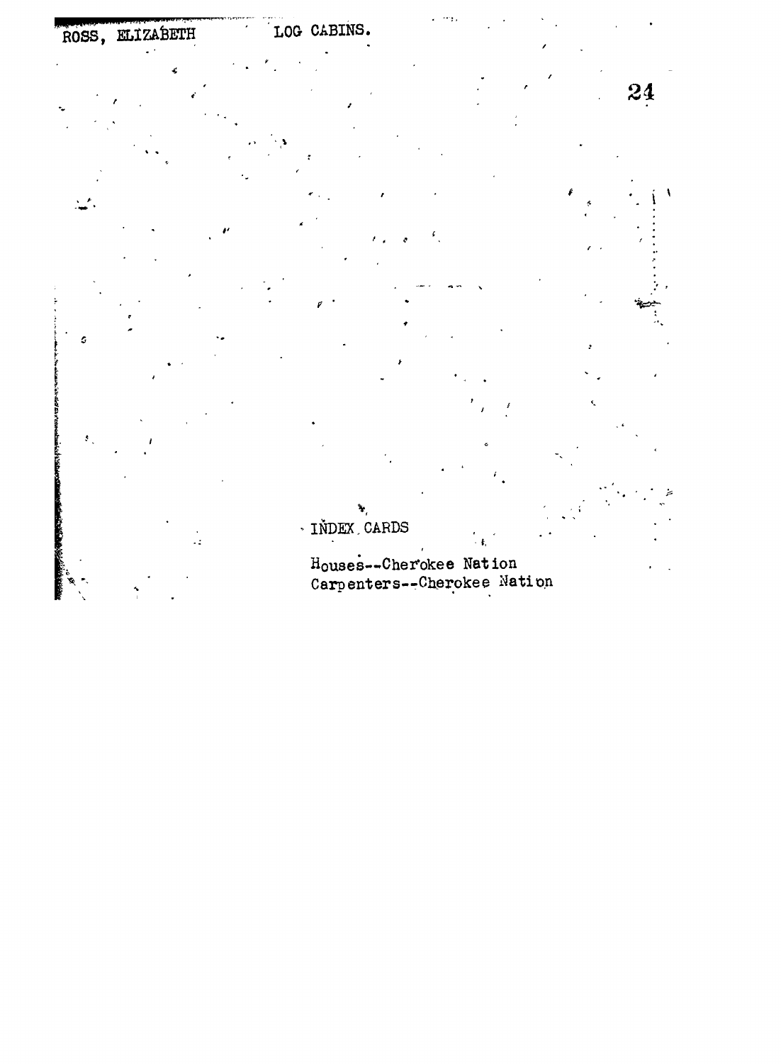ROSS, ELIZABETH LOG CABINS.

INDEX CARDS

Houses--Cherokee Nation
Carpenters--Cherokee Nation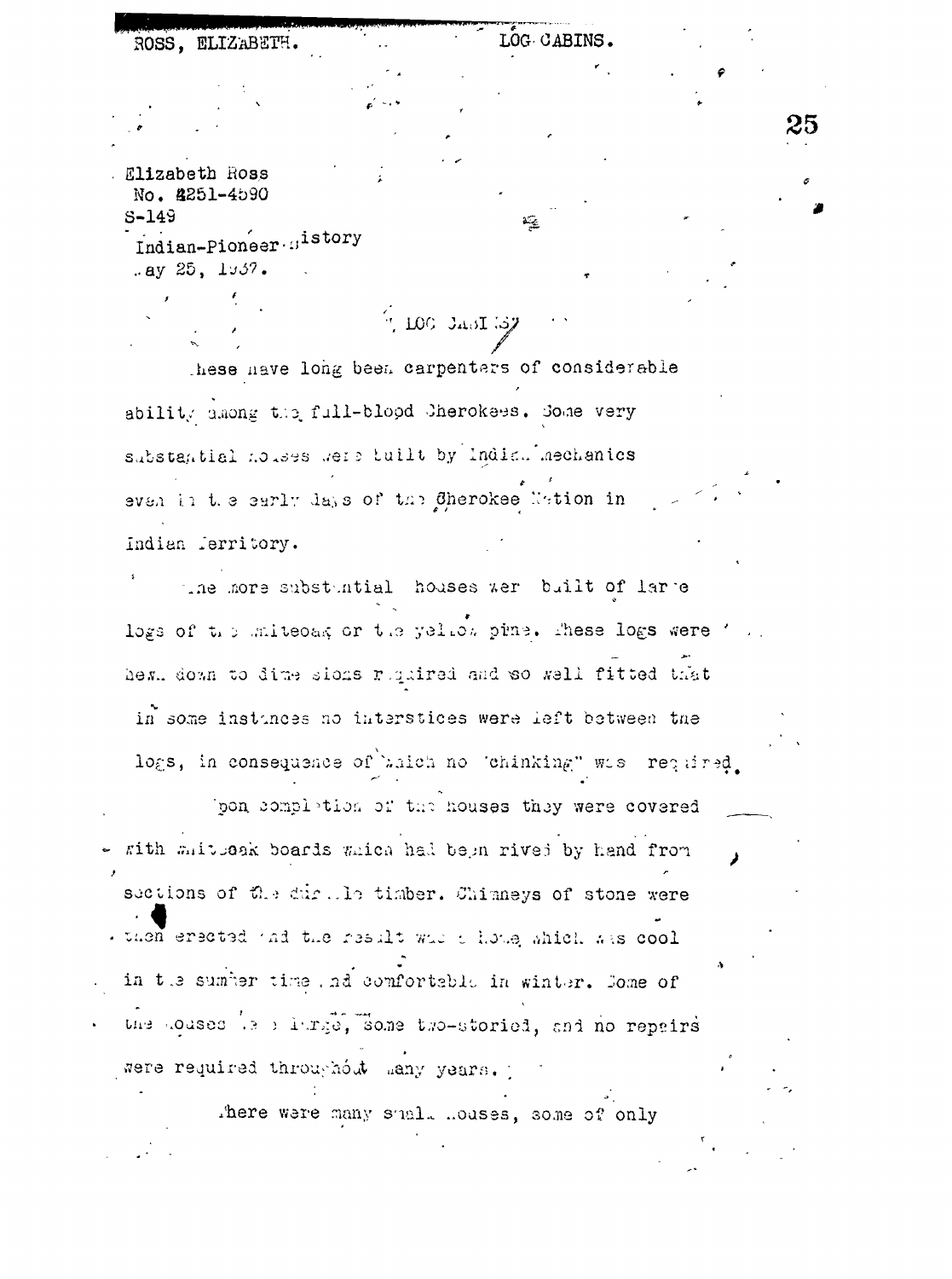Elizabeth Ross
No. 4251-4590
S-149
Indian-Pioneer History
May 25, 1937.

## LOG CABINS

There have long been carpenters of considerable ability among the full-blood Cherokees. Some very substantial houses were built by Indian mechanics even in the early days of the Cherokee Nation in Indian Territory.

The more substantial houses were built of large logs of the whiteoak or the yellow pine. These logs were hewn down to dimensions required and so well fitted that in some instances no interstices were left between the logs, in consequence of which no "chinking" was required.

Upon completion of the houses they were covered with whiteoak boards which had been rived by hand from sections of the durable timber. Chimneys of stone were then erected and the result was a home which was cool in the summer time and comfortable in winter. Some of the houses were large, some two-storied, and no repairs were required throughout many years.

There were many small houses, some of only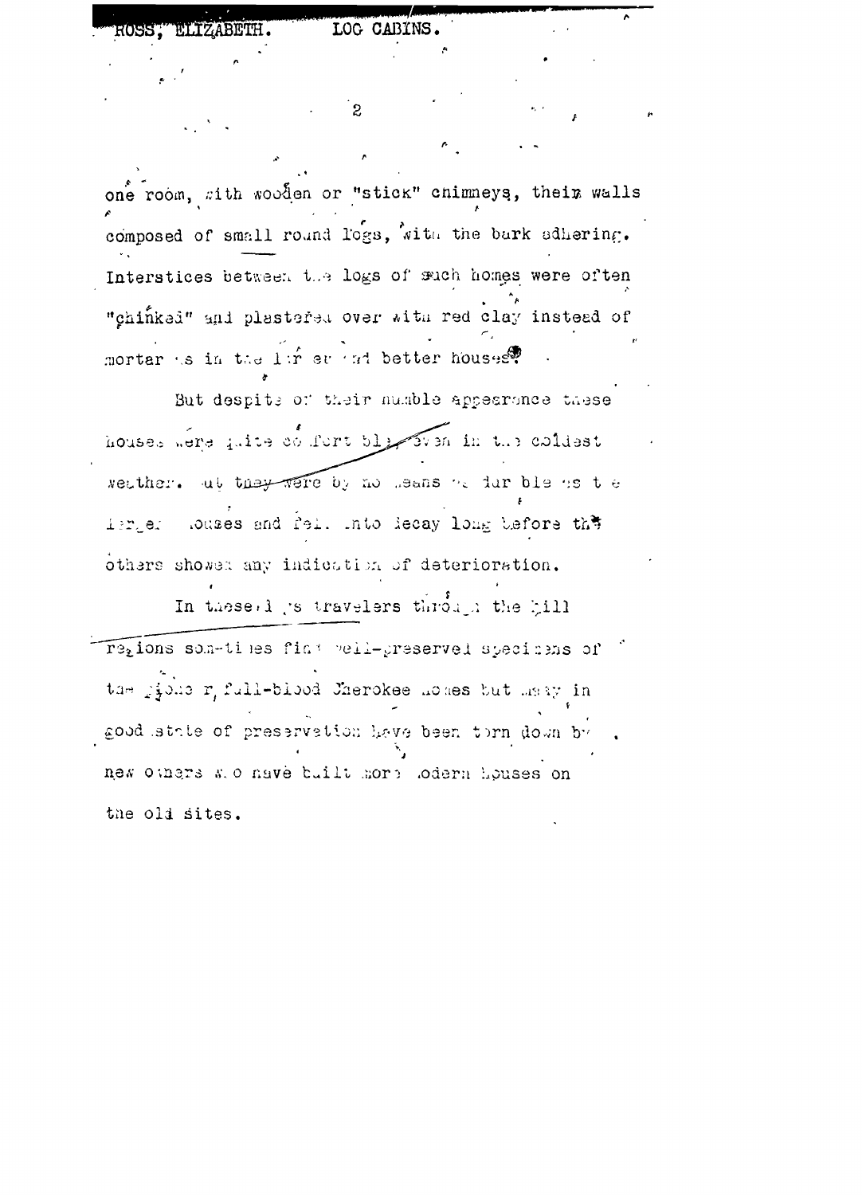one room, with wooden or "stick" chimneys, their walls composed of small round logs, with the bark adhering. Interstices between the logs of such homes were often "chinked" and plastered over with red clay instead of mortar as in the larger and better houses.

But despite of their humble appearance these houses were quite comfortable even in the coldest weather. But they were by no means as durable as the larger houses and fell into decay long before the others showed any indication of deterioration.

In these days travelers through the hill regions sometimes find well-preserved specimens of the pioneer full-blood Cherokee homes but many in good state of preservation have been torn down by new owners who have built more modern houses on the old sites.